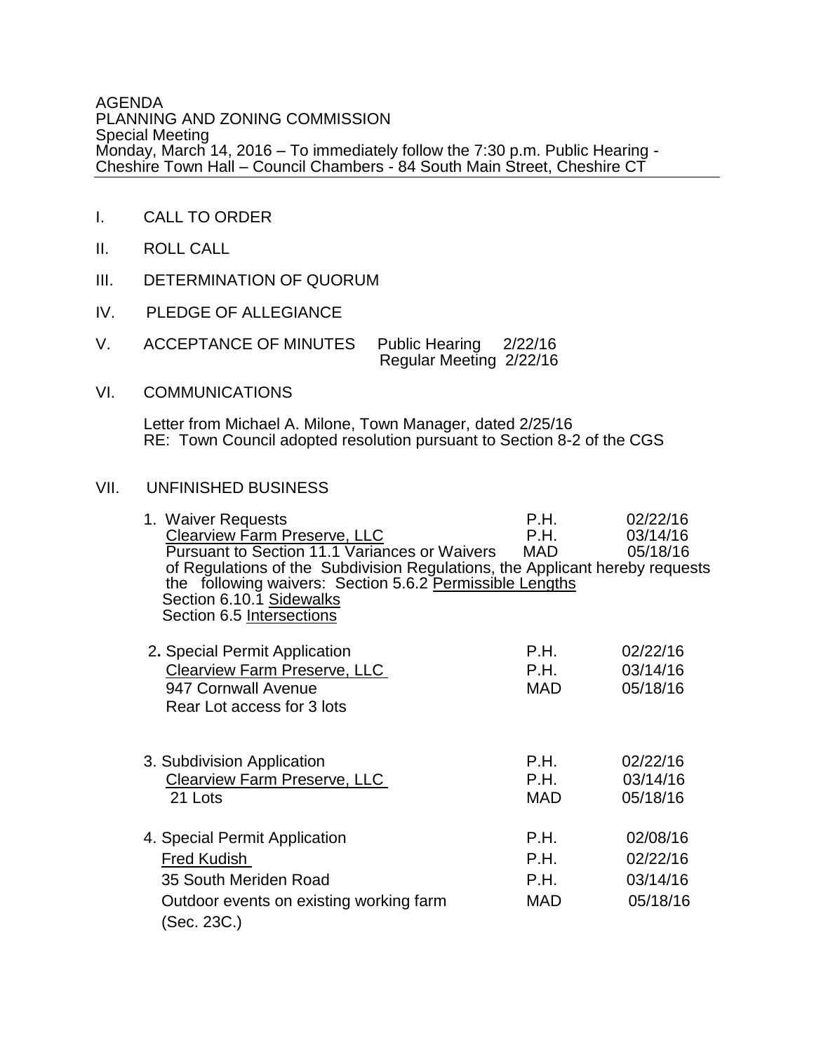AGENDA
PLANNING AND ZONING COMMISSION
Special Meeting
Monday, March 14, 2016 – To immediately follow the 7:30 p.m. Public Hearing -
Cheshire Town Hall – Council Chambers - 84 South Main Street, Cheshire CT

---

I. CALL TO ORDER

II. ROLL CALL

III. DETERMINATION OF QUORUM

IV. PLEDGE OF ALLEGIANCE

V. ACCEPTANCE OF MINUTES Public Hearing 2/22/16
Regular Meeting 2/22/16

VI. COMMUNICATIONS

Letter from Michael A. Milone, Town Manager, dated 2/25/16
RE: Town Council adopted resolution pursuant to Section 8-2 of the CGS

VII. UNFINISHED BUSINESS

1. Waiver Requests — P.H. 02/22/16
   Clearview Farm Preserve, LLC — P.H. 03/14/16
   Pursuant to Section 11.1 Variances or Waivers — MAD 05/18/16
   of Regulations of the Subdivision Regulations, the Applicant hereby requests the following waivers: Section 5.6.2 Permissible Lengths
   Section 6.10.1 Sidewalks
   Section 6.5 Intersections

2. Special Permit Application — P.H. 02/22/16
   Clearview Farm Preserve, LLC — P.H. 03/14/16
   947 Cornwall Avenue — MAD 05/18/16
   Rear Lot access for 3 lots

3. Subdivision Application — P.H. 02/22/16
   Clearview Farm Preserve, LLC — P.H. 03/14/16
   21 Lots — MAD 05/18/16

4. Special Permit Application — P.H. 02/08/16
   Fred Kudish — P.H. 02/22/16
   35 South Meriden Road — P.H. 03/14/16
   Outdoor events on existing working farm — MAD 05/18/16
   (Sec. 23C.)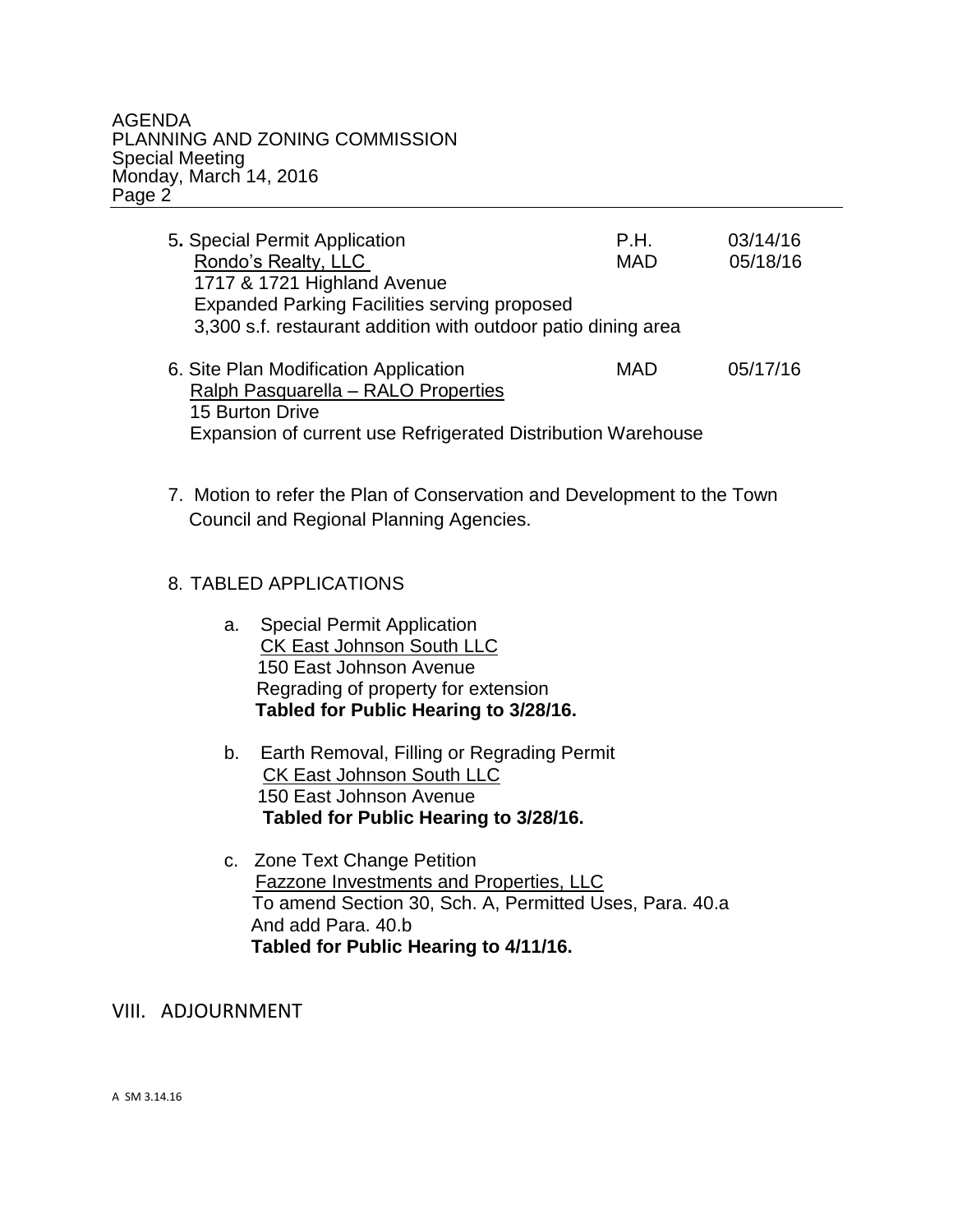5. Special Permit Application P.H. 03/14/16
   Rondo's Realty, LLC MAD 05/18/16
   1717 & 1721 Highland Avenue
   Expanded Parking Facilities serving proposed
   3,300 s.f. restaurant addition with outdoor patio dining area

6. Site Plan Modification Application MAD 05/17/16
   Ralph Pasquarella – RALO Properties
   15 Burton Drive
   Expansion of current use Refrigerated Distribution Warehouse

7. Motion to refer the Plan of Conservation and Development to the Town Council and Regional Planning Agencies.

8. TABLED APPLICATIONS

   a. Special Permit Application
      CK East Johnson South LLC
      150 East Johnson Avenue
      Regrading of property for extension
      **Tabled for Public Hearing to 3/28/16.**

   b. Earth Removal, Filling or Regrading Permit
      CK East Johnson South LLC
      150 East Johnson Avenue
      **Tabled for Public Hearing to 3/28/16.**

   c. Zone Text Change Petition
      Fazzone Investments and Properties, LLC
      To amend Section 30, Sch. A, Permitted Uses, Para. 40.a
      And add Para. 40.b
      **Tabled for Public Hearing to 4/11/16.**

VIII. ADJOURNMENT

A SM 3.14.16